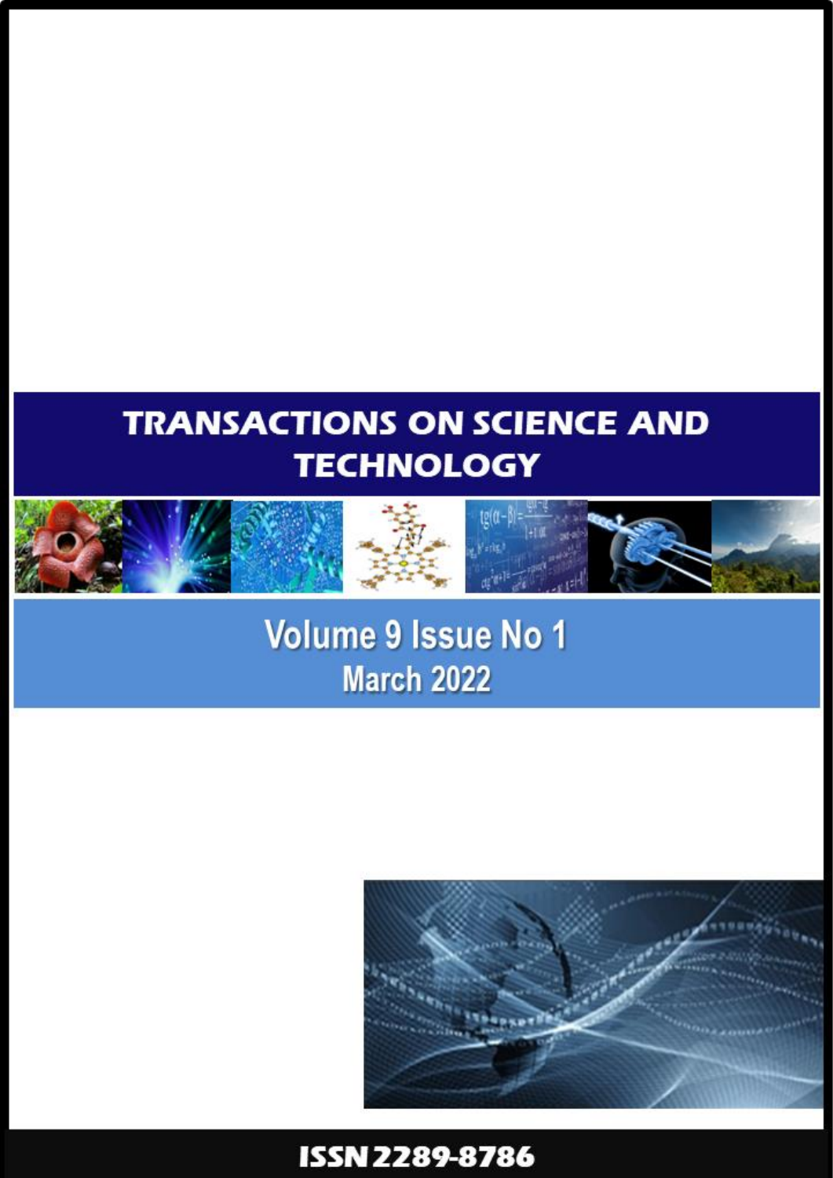# TRANSACTIONS ON SCIENCE AND TECHNOLOGY

## Volume 9 Issue No 1
## March 2022

ISSN 2289-8786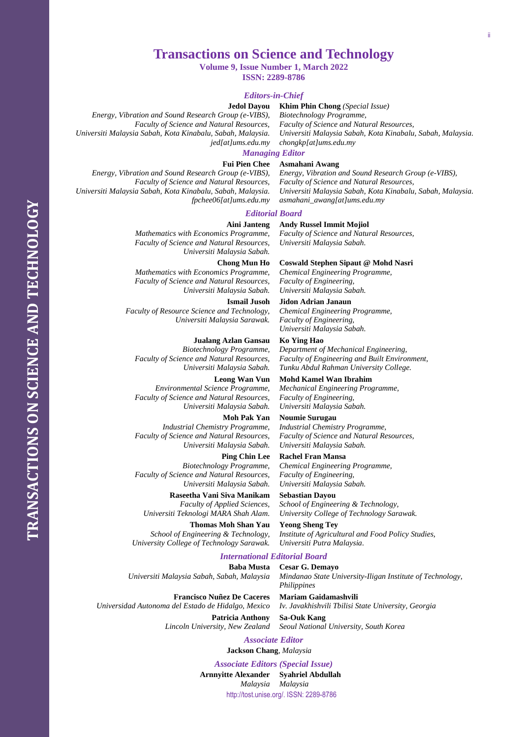# Transactions on Science and Technology

**Volume 9, Issue Number 1, March 2022**
**ISSN: 2289-8786**

## *Editors-in-Chief*

**Jedol Dayou**
*Energy, Vibration and Sound Research Group (e-VIBS),*
*Faculty of Science and Natural Resources,*
*Universiti Malaysia Sabah, Kota Kinabalu, Sabah, Malaysia.*
*jed[at]ums.edu.my*

**Khim Phin Chong** *(Special Issue)*
*Biotechnology Programme,*
*Faculty of Science and Natural Resources,*
*Universiti Malaysia Sabah, Kota Kinabalu, Sabah, Malaysia.*
*chongkp[at]ums.edu.my*

## *Managing Editor*

**Fui Pien Chee**
*Energy, Vibration and Sound Research Group (e-VIBS),*
*Faculty of Science and Natural Resources,*
*Universiti Malaysia Sabah, Kota Kinabalu, Sabah, Malaysia.*
*fpchee06[at]ums.edu.my*

**Asmahani Awang**
*Energy, Vibration and Sound Research Group (e-VIBS),*
*Faculty of Science and Natural Resources,*
*Universiti Malaysia Sabah, Kota Kinabalu, Sabah, Malaysia.*
*asmahani_awang[at]ums.edu.my*

## *Editorial Board*

**Aini Janteng**
*Mathematics with Economics Programme,*
*Faculty of Science and Natural Resources,*
*Universiti Malaysia Sabah.*

**Andy Russel Immit Mojiol**
*Faculty of Science and Natural Resources,*
*Universiti Malaysia Sabah.*

**Chong Mun Ho**
*Mathematics with Economics Programme,*
*Faculty of Science and Natural Resources,*
*Universiti Malaysia Sabah.*

**Coswald Stephen Sipaut @ Mohd Nasri**
*Chemical Engineering Programme,*
*Faculty of Engineering,*
*Universiti Malaysia Sabah.*

**Ismail Jusoh**
*Faculty of Resource Science and Technology,*
*Universiti Malaysia Sarawak.*

**Jidon Adrian Janaun**
*Chemical Engineering Programme,*
*Faculty of Engineering,*
*Universiti Malaysia Sabah.*

**Jualang Azlan Gansau**
*Biotechnology Programme,*
*Faculty of Science and Natural Resources,*
*Universiti Malaysia Sabah.*

**Ko Ying Hao**
*Department of Mechanical Engineering,*
*Faculty of Engineering and Built Environment,*
*Tunku Abdul Rahman University College.*

**Leong Wan Vun**
*Environmental Science Programme,*
*Faculty of Science and Natural Resources,*
*Universiti Malaysia Sabah.*

**Mohd Kamel Wan Ibrahim**
*Mechanical Engineering Programme,*
*Faculty of Engineering,*
*Universiti Malaysia Sabah.*

**Moh Pak Yan**
*Industrial Chemistry Programme,*
*Faculty of Science and Natural Resources,*
*Universiti Malaysia Sabah.*

**Noumie Surugau**
*Industrial Chemistry Programme,*
*Faculty of Science and Natural Resources,*
*Universiti Malaysia Sabah.*

**Ping Chin Lee**
*Biotechnology Programme,*
*Faculty of Science and Natural Resources,*
*Universiti Malaysia Sabah.*

**Rachel Fran Mansa**
*Chemical Engineering Programme,*
*Faculty of Engineering,*
*Universiti Malaysia Sabah.*

**Raseetha Vani Siva Manikam**
*Faculty of Applied Sciences,*
*Universiti Teknologi MARA Shah Alam.*

**Sebastian Dayou**
*School of Engineering & Technology,*
*University College of Technology Sarawak.*

**Thomas Moh Shan Yau**
*School of Engineering & Technology,*
*University College of Technology Sarawak.*

**Yeong Sheng Tey**
*Institute of Agricultural and Food Policy Studies,*
*Universiti Putra Malaysia.*

## *International Editorial Board*

**Baba Musta**
*Universiti Malaysia Sabah, Sabah, Malaysia*

**Cesar G. Demayo**
*Mindanao State University-Iligan Institute of Technology, Philippines*

**Francisco Nuñez De Caceres**
*Universidad Autonoma del Estado de Hidalgo, Mexico*

**Mariam Gaidamashvili**
*Iv. Javakhishvili Tbilisi State University, Georgia*

**Patricia Anthony**
*Lincoln University, New Zealand*

**Sa-Ouk Kang**
*Seoul National University, South Korea*

## *Associate Editor*

**Jackson Chang**, *Malaysia*

## *Associate Editors (Special Issue)*

**Arnnyitte Alexander**
*Malaysia*

**Syahriel Abdullah**
*Malaysia*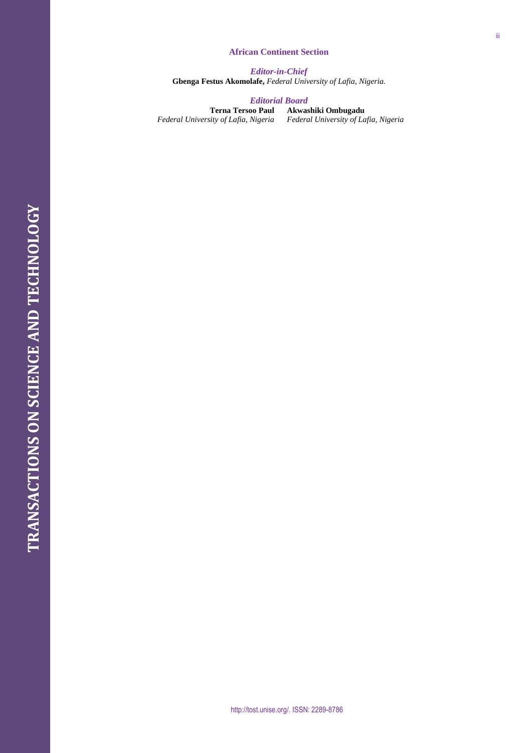## African Continent Section

### *Editor-in-Chief*

**Gbenga Festus Akomolafe,** *Federal University of Lafia, Nigeria.*

### *Editorial Board*

**Terna Tersoo Paul**
*Federal University of Lafia, Nigeria*

**Akwashiki Ombugadu**
*Federal University of Lafia, Nigeria*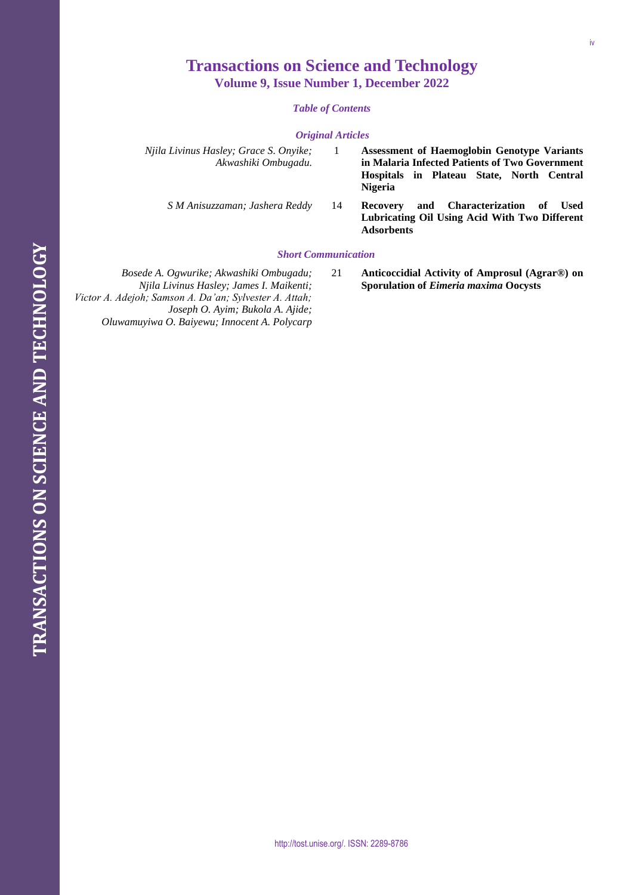# Transactions on Science and Technology

## Volume 9, Issue Number 1, December 2022

### *Table of Contents*

#### *Original Articles*

| | | |
|---|---|---|
| *Njila Livinus Hasley; Grace S. Onyike; Akwashiki Ombugadu.* | 1 | **Assessment of Haemoglobin Genotype Variants in Malaria Infected Patients of Two Government Hospitals in Plateau State, North Central Nigeria** |
| *S M Anisuzzaman; Jashera Reddy* | 14 | **Recovery and Characterization of Used Lubricating Oil Using Acid With Two Different Adsorbents** |

#### *Short Communication*

| | | |
|---|---|---|
| *Bosede A. Ogwurike; Akwashiki Ombugadu; Njila Livinus Hasley; James I. Maikenti; Victor A. Adejoh; Samson A. Da'an; Sylvester A. Attah; Joseph O. Ayim; Bukola A. Ajide; Oluwamuyiwa O. Baiyewu; Innocent A. Polycarp* | 21 | **Anticoccidial Activity of Amprosul (Agrar®) on Sporulation of *Eimeria maxima* Oocysts** |